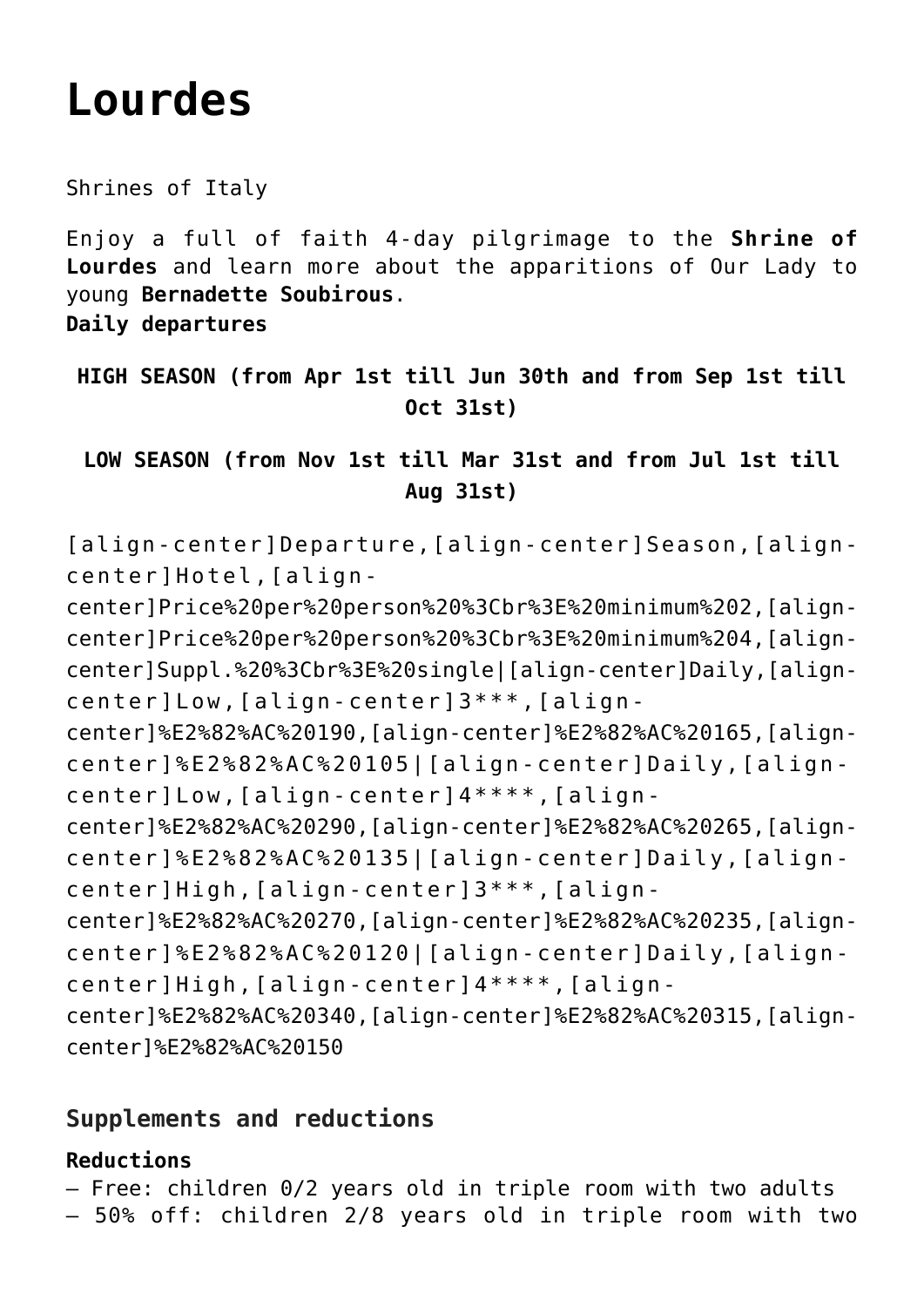# Lourdes

Shrines of Italy

Enjoy a full of faith 4-day pilgrimage to the **Shrine of Lourdes** and learn more about the apparitions of Our Lady to young **Bernadette Soubirous**.
**Daily departures**

**HIGH SEASON (from Apr 1st till Jun 30th and from Sep 1st till Oct 31st)**

**LOW SEASON (from Nov 1st till Mar 31st and from Jul 1st till Aug 31st)**

| Departure | Season | Hotel | Price per person minimum 2 | Price per person minimum 4 | Suppl. single |
|---|---|---|---|---|---|
| Daily | Low | 3*** | € 190 | € 165 | € 105 |
| Daily | Low | 4**** | € 290 | € 265 | € 135 |
| Daily | High | 3*** | € 270 | € 235 | € 120 |
| Daily | High | 4**** | € 340 | € 315 | € 150 |

## Supplements and reductions

**Reductions**
– Free: children 0/2 years old in triple room with two adults
– 50% off: children 2/8 years old in triple room with two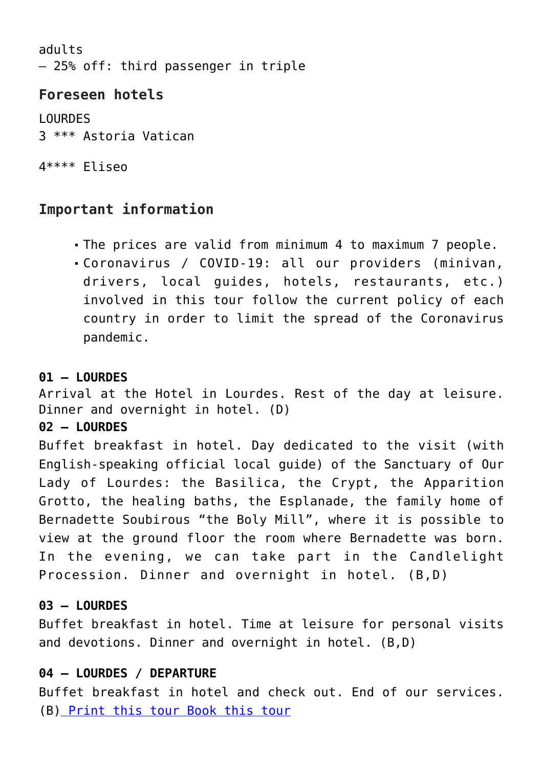adults
– 25% off: third passenger in triple

### Foreseen hotels

LOURDES
3 *** Astoria Vatican

4**** Eliseo

### Important information

- The prices are valid from minimum 4 to maximum 7 people.
- Coronavirus / COVID-19: all our providers (minivan, drivers, local guides, hotels, restaurants, etc.) involved in this tour follow the current policy of each country in order to limit the spread of the Coronavirus pandemic.

**01 – LOURDES**
Arrival at the Hotel in Lourdes. Rest of the day at leisure. Dinner and overnight in hotel. (D)

**02 – LOURDES**
Buffet breakfast in hotel. Day dedicated to the visit (with English-speaking official local guide) of the Sanctuary of Our Lady of Lourdes: the Basilica, the Crypt, the Apparition Grotto, the healing baths, the Esplanade, the family home of Bernadette Soubirous "the Boly Mill", where it is possible to view at the ground floor the room where Bernadette was born. In the evening, we can take part in the Candlelight Procession. Dinner and overnight in hotel. (B,D)

**03 – LOURDES**
Buffet breakfast in hotel. Time at leisure for personal visits and devotions. Dinner and overnight in hotel. (B,D)

**04 – LOURDES / DEPARTURE**
Buffet breakfast in hotel and check out. End of our services. (B) Print this tour Book this tour